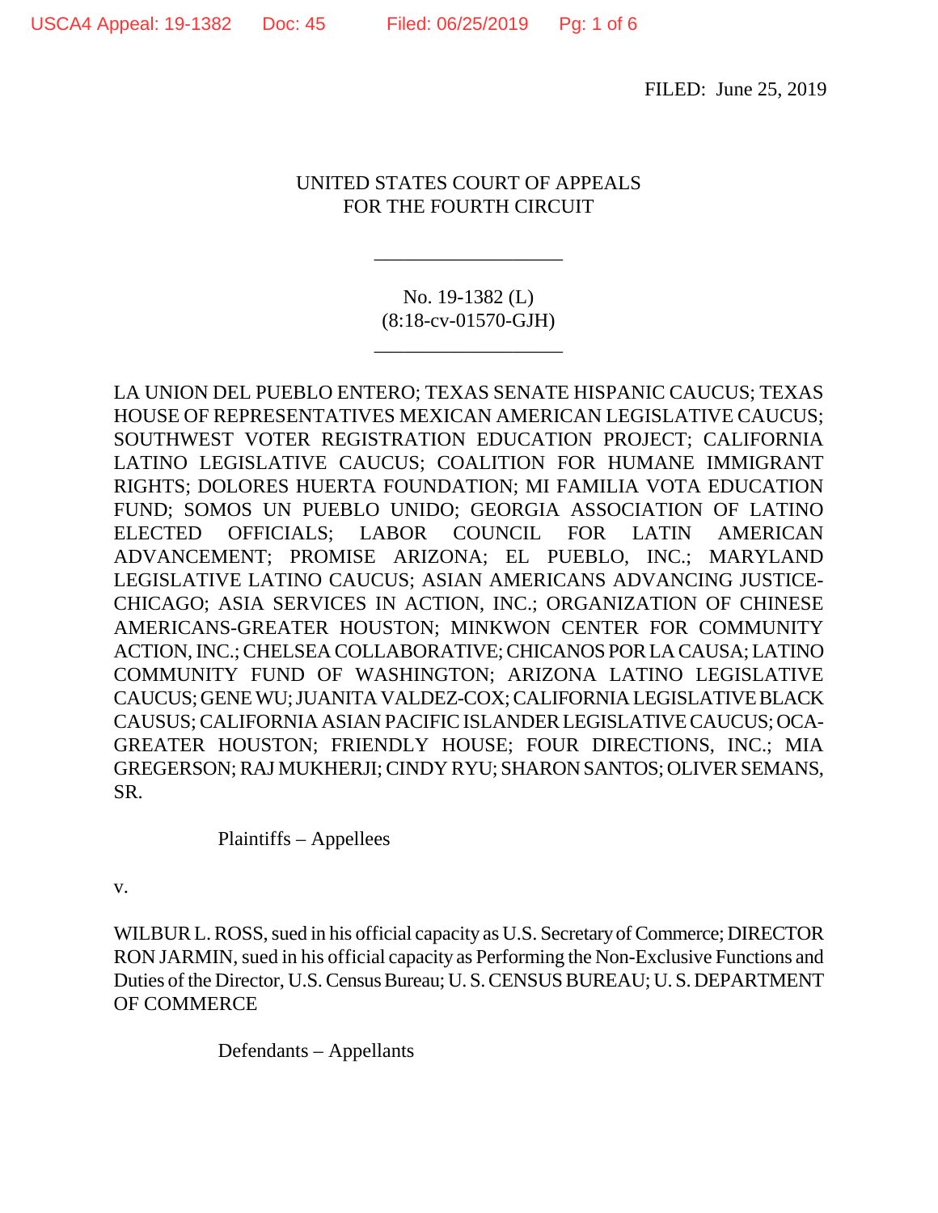FILED: June 25, 2019

UNITED STATES COURT OF APPEALS
FOR THE FOURTH CIRCUIT

___________________

No. 19-1382 (L)
(8:18-cv-01570-GJH)

___________________

LA UNION DEL PUEBLO ENTERO; TEXAS SENATE HISPANIC CAUCUS; TEXAS HOUSE OF REPRESENTATIVES MEXICAN AMERICAN LEGISLATIVE CAUCUS; SOUTHWEST VOTER REGISTRATION EDUCATION PROJECT; CALIFORNIA LATINO LEGISLATIVE CAUCUS; COALITION FOR HUMANE IMMIGRANT RIGHTS; DOLORES HUERTA FOUNDATION; MI FAMILIA VOTA EDUCATION FUND; SOMOS UN PUEBLO UNIDO; GEORGIA ASSOCIATION OF LATINO ELECTED OFFICIALS; LABOR COUNCIL FOR LATIN AMERICAN ADVANCEMENT; PROMISE ARIZONA; EL PUEBLO, INC.; MARYLAND LEGISLATIVE LATINO CAUCUS; ASIAN AMERICANS ADVANCING JUSTICE-CHICAGO; ASIA SERVICES IN ACTION, INC.; ORGANIZATION OF CHINESE AMERICANS-GREATER HOUSTON; MINKWON CENTER FOR COMMUNITY ACTION, INC.; CHELSEA COLLABORATIVE; CHICANOS POR LA CAUSA; LATINO COMMUNITY FUND OF WASHINGTON; ARIZONA LATINO LEGISLATIVE CAUCUS; GENE WU; JUANITA VALDEZ-COX; CALIFORNIA LEGISLATIVE BLACK CAUSUS; CALIFORNIA ASIAN PACIFIC ISLANDER LEGISLATIVE CAUCUS; OCA-GREATER HOUSTON; FRIENDLY HOUSE; FOUR DIRECTIONS, INC.; MIA GREGERSON; RAJ MUKHERJI; CINDY RYU; SHARON SANTOS; OLIVER SEMANS, SR.

Plaintiffs – Appellees

v.

WILBUR L. ROSS, sued in his official capacity as U.S. Secretary of Commerce; DIRECTOR RON JARMIN, sued in his official capacity as Performing the Non-Exclusive Functions and Duties of the Director, U.S. Census Bureau; U. S. CENSUS BUREAU; U. S. DEPARTMENT OF COMMERCE

Defendants – Appellants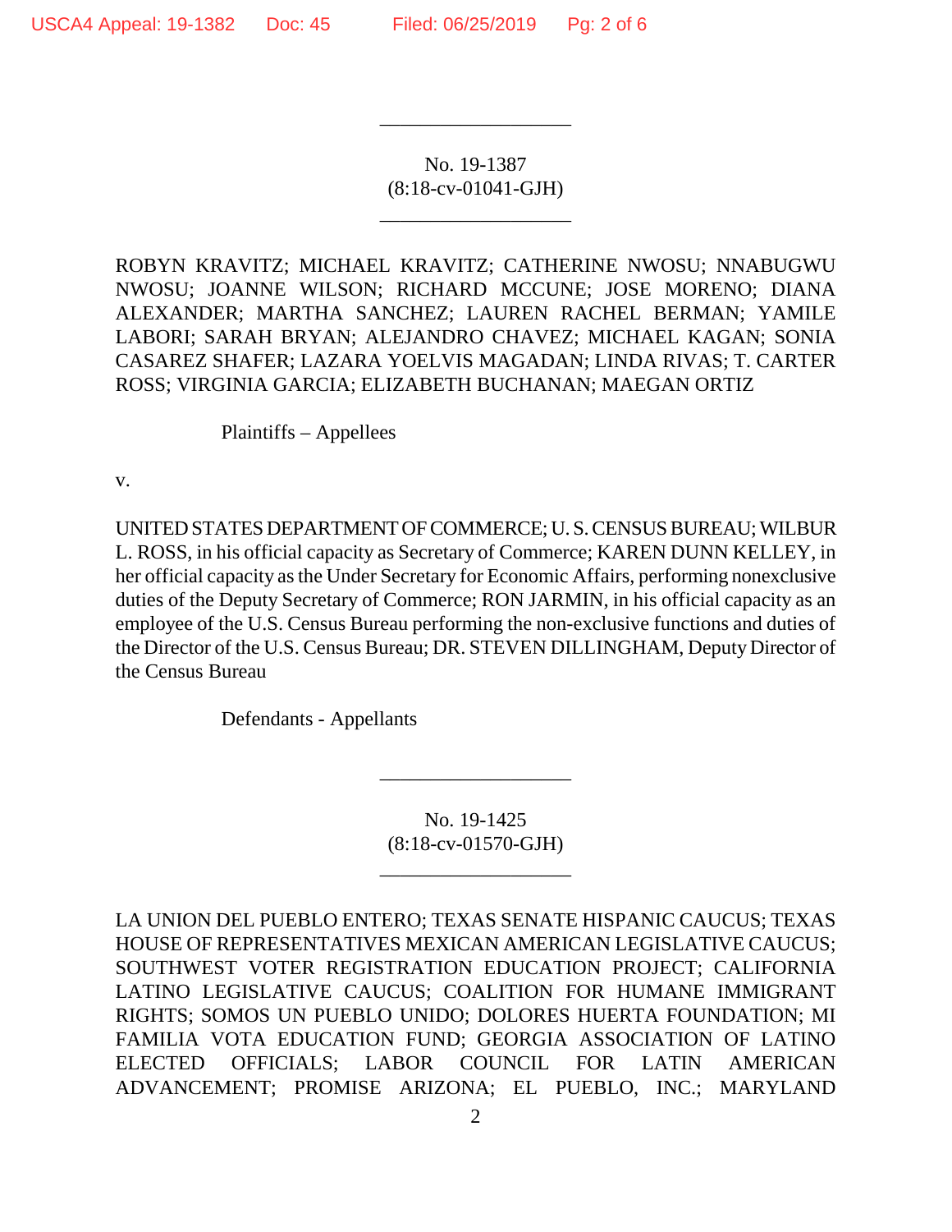---

No. 19-1387
(8:18-cv-01041-GJH)

---

ROBYN KRAVITZ; MICHAEL KRAVITZ; CATHERINE NWOSU; NNABUGWU NWOSU; JOANNE WILSON; RICHARD MCCUNE; JOSE MORENO; DIANA ALEXANDER; MARTHA SANCHEZ; LAUREN RACHEL BERMAN; YAMILE LABORI; SARAH BRYAN; ALEJANDRO CHAVEZ; MICHAEL KAGAN; SONIA CASAREZ SHAFER; LAZARA YOELVIS MAGADAN; LINDA RIVAS; T. CARTER ROSS; VIRGINIA GARCIA; ELIZABETH BUCHANAN; MAEGAN ORTIZ

Plaintiffs – Appellees

v.

UNITED STATES DEPARTMENT OF COMMERCE; U. S. CENSUS BUREAU; WILBUR L. ROSS, in his official capacity as Secretary of Commerce; KAREN DUNN KELLEY, in her official capacity as the Under Secretary for Economic Affairs, performing nonexclusive duties of the Deputy Secretary of Commerce; RON JARMIN, in his official capacity as an employee of the U.S. Census Bureau performing the non-exclusive functions and duties of the Director of the U.S. Census Bureau; DR. STEVEN DILLINGHAM, Deputy Director of the Census Bureau

Defendants - Appellants

---

No. 19-1425
(8:18-cv-01570-GJH)

---

LA UNION DEL PUEBLO ENTERO; TEXAS SENATE HISPANIC CAUCUS; TEXAS HOUSE OF REPRESENTATIVES MEXICAN AMERICAN LEGISLATIVE CAUCUS; SOUTHWEST VOTER REGISTRATION EDUCATION PROJECT; CALIFORNIA LATINO LEGISLATIVE CAUCUS; COALITION FOR HUMANE IMMIGRANT RIGHTS; SOMOS UN PUEBLO UNIDO; DOLORES HUERTA FOUNDATION; MI FAMILIA VOTA EDUCATION FUND; GEORGIA ASSOCIATION OF LATINO ELECTED OFFICIALS; LABOR COUNCIL FOR LATIN AMERICAN ADVANCEMENT; PROMISE ARIZONA; EL PUEBLO, INC.; MARYLAND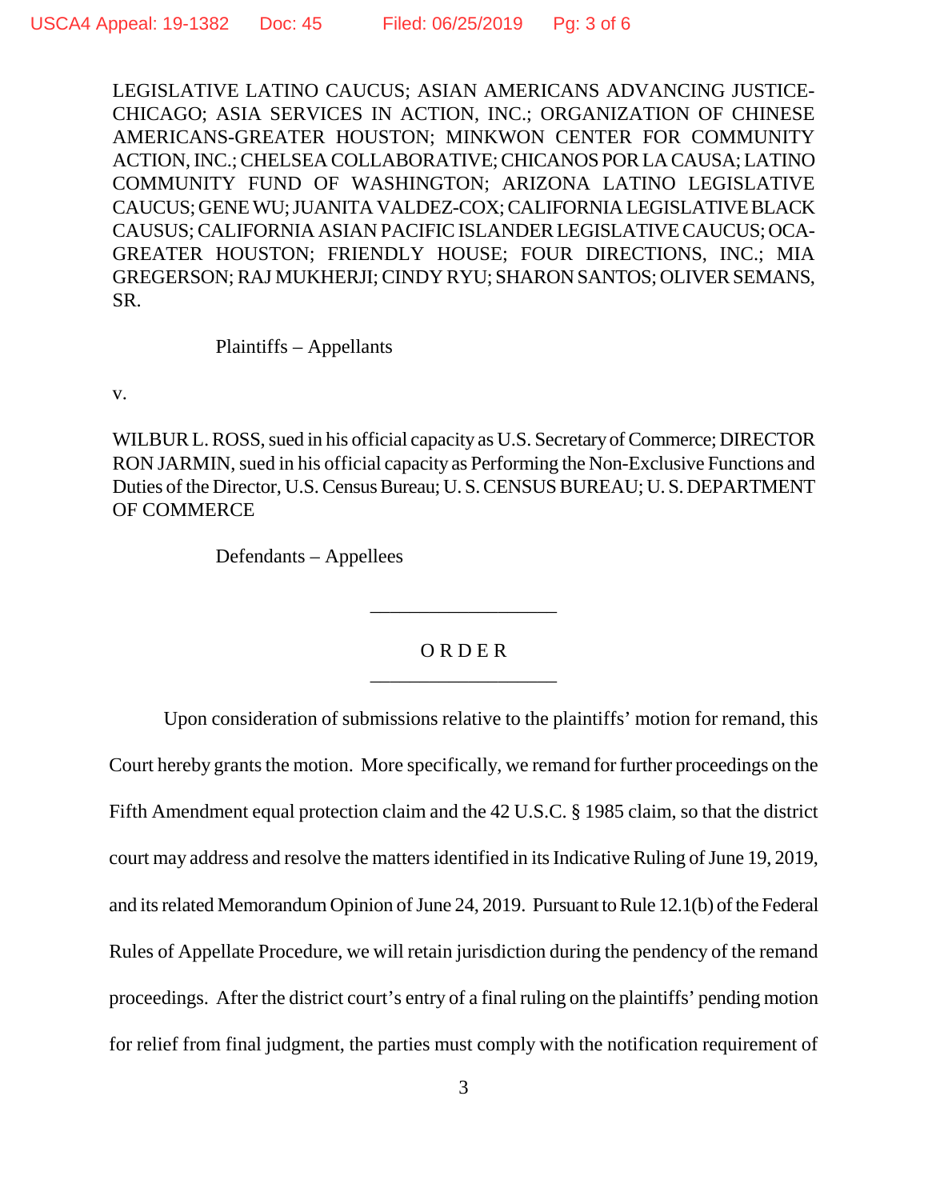LEGISLATIVE LATINO CAUCUS; ASIAN AMERICANS ADVANCING JUSTICE-CHICAGO; ASIA SERVICES IN ACTION, INC.; ORGANIZATION OF CHINESE AMERICANS-GREATER HOUSTON; MINKWON CENTER FOR COMMUNITY ACTION, INC.; CHELSEA COLLABORATIVE; CHICANOS POR LA CAUSA; LATINO COMMUNITY FUND OF WASHINGTON; ARIZONA LATINO LEGISLATIVE CAUCUS; GENE WU; JUANITA VALDEZ-COX; CALIFORNIA LEGISLATIVE BLACK CAUSUS; CALIFORNIA ASIAN PACIFIC ISLANDER LEGISLATIVE CAUCUS; OCA-GREATER HOUSTON; FRIENDLY HOUSE; FOUR DIRECTIONS, INC.; MIA GREGERSON; RAJ MUKHERJI; CINDY RYU; SHARON SANTOS; OLIVER SEMANS, SR.

Plaintiffs – Appellants

v.

WILBUR L. ROSS, sued in his official capacity as U.S. Secretary of Commerce; DIRECTOR RON JARMIN, sued in his official capacity as Performing the Non-Exclusive Functions and Duties of the Director, U.S. Census Bureau; U. S. CENSUS BUREAU; U. S. DEPARTMENT OF COMMERCE

Defendants – Appellees

---

O R D E R

---

Upon consideration of submissions relative to the plaintiffs' motion for remand, this Court hereby grants the motion. More specifically, we remand for further proceedings on the Fifth Amendment equal protection claim and the 42 U.S.C. § 1985 claim, so that the district court may address and resolve the matters identified in its Indicative Ruling of June 19, 2019, and its related Memorandum Opinion of June 24, 2019. Pursuant to Rule 12.1(b) of the Federal Rules of Appellate Procedure, we will retain jurisdiction during the pendency of the remand proceedings. After the district court's entry of a final ruling on the plaintiffs' pending motion for relief from final judgment, the parties must comply with the notification requirement of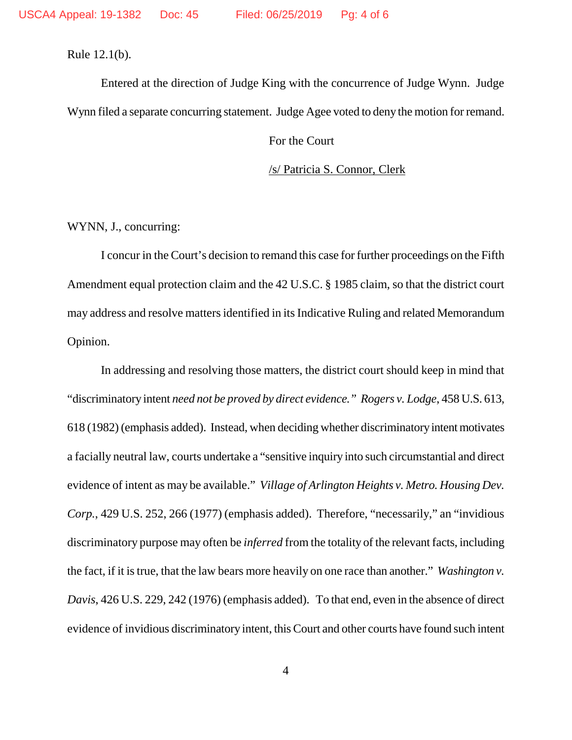Rule 12.1(b).

Entered at the direction of Judge King with the concurrence of Judge Wynn. Judge Wynn filed a separate concurring statement. Judge Agee voted to deny the motion for remand.

For the Court

/s/ Patricia S. Connor, Clerk

WYNN, J., concurring:

I concur in the Court's decision to remand this case for further proceedings on the Fifth Amendment equal protection claim and the 42 U.S.C. § 1985 claim, so that the district court may address and resolve matters identified in its Indicative Ruling and related Memorandum Opinion.

In addressing and resolving those matters, the district court should keep in mind that "discriminatory intent *need not be proved by direct evidence.*" *Rogers v. Lodge*, 458 U.S. 613, 618 (1982) (emphasis added). Instead, when deciding whether discriminatory intent motivates a facially neutral law, courts undertake a "sensitive inquiry into such circumstantial and direct evidence of intent as may be available." *Village of Arlington Heights v. Metro. Housing Dev. Corp.*, 429 U.S. 252, 266 (1977) (emphasis added). Therefore, "necessarily," an "invidious discriminatory purpose may often be *inferred* from the totality of the relevant facts, including the fact, if it is true, that the law bears more heavily on one race than another." *Washington v. Davis*, 426 U.S. 229, 242 (1976) (emphasis added). To that end, even in the absence of direct evidence of invidious discriminatory intent, this Court and other courts have found such intent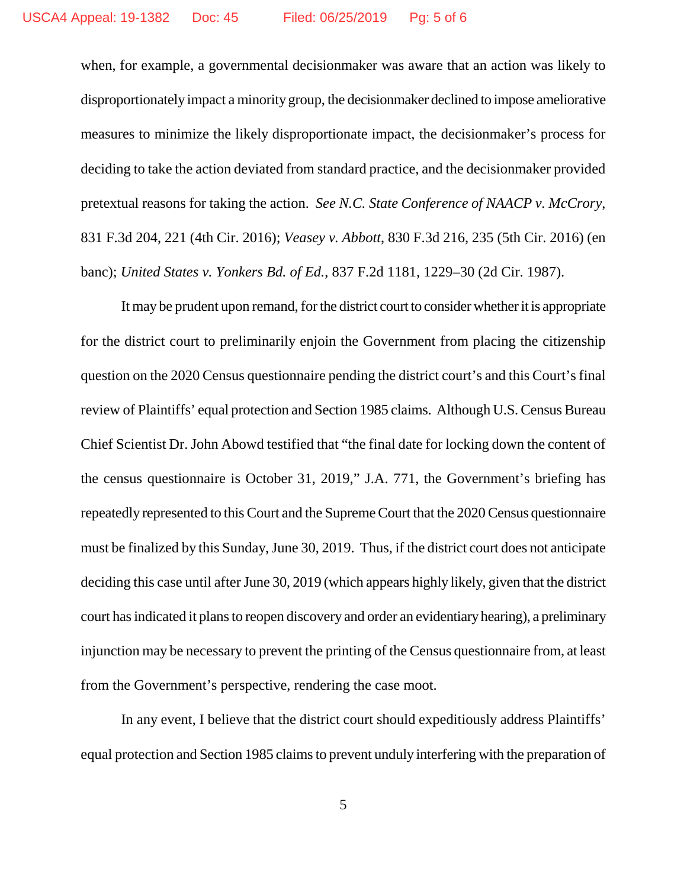when, for example, a governmental decisionmaker was aware that an action was likely to disproportionately impact a minority group, the decisionmaker declined to impose ameliorative measures to minimize the likely disproportionate impact, the decisionmaker's process for deciding to take the action deviated from standard practice, and the decisionmaker provided pretextual reasons for taking the action. *See N.C. State Conference of NAACP v. McCrory*, 831 F.3d 204, 221 (4th Cir. 2016); *Veasey v. Abbott*, 830 F.3d 216, 235 (5th Cir. 2016) (en banc); *United States v. Yonkers Bd. of Ed.*, 837 F.2d 1181, 1229–30 (2d Cir. 1987).

It may be prudent upon remand, for the district court to consider whether it is appropriate for the district court to preliminarily enjoin the Government from placing the citizenship question on the 2020 Census questionnaire pending the district court's and this Court's final review of Plaintiffs' equal protection and Section 1985 claims. Although U.S. Census Bureau Chief Scientist Dr. John Abowd testified that "the final date for locking down the content of the census questionnaire is October 31, 2019," J.A. 771, the Government's briefing has repeatedly represented to this Court and the Supreme Court that the 2020 Census questionnaire must be finalized by this Sunday, June 30, 2019. Thus, if the district court does not anticipate deciding this case until after June 30, 2019 (which appears highly likely, given that the district court has indicated it plans to reopen discovery and order an evidentiary hearing), a preliminary injunction may be necessary to prevent the printing of the Census questionnaire from, at least from the Government's perspective, rendering the case moot.

In any event, I believe that the district court should expeditiously address Plaintiffs' equal protection and Section 1985 claims to prevent unduly interfering with the preparation of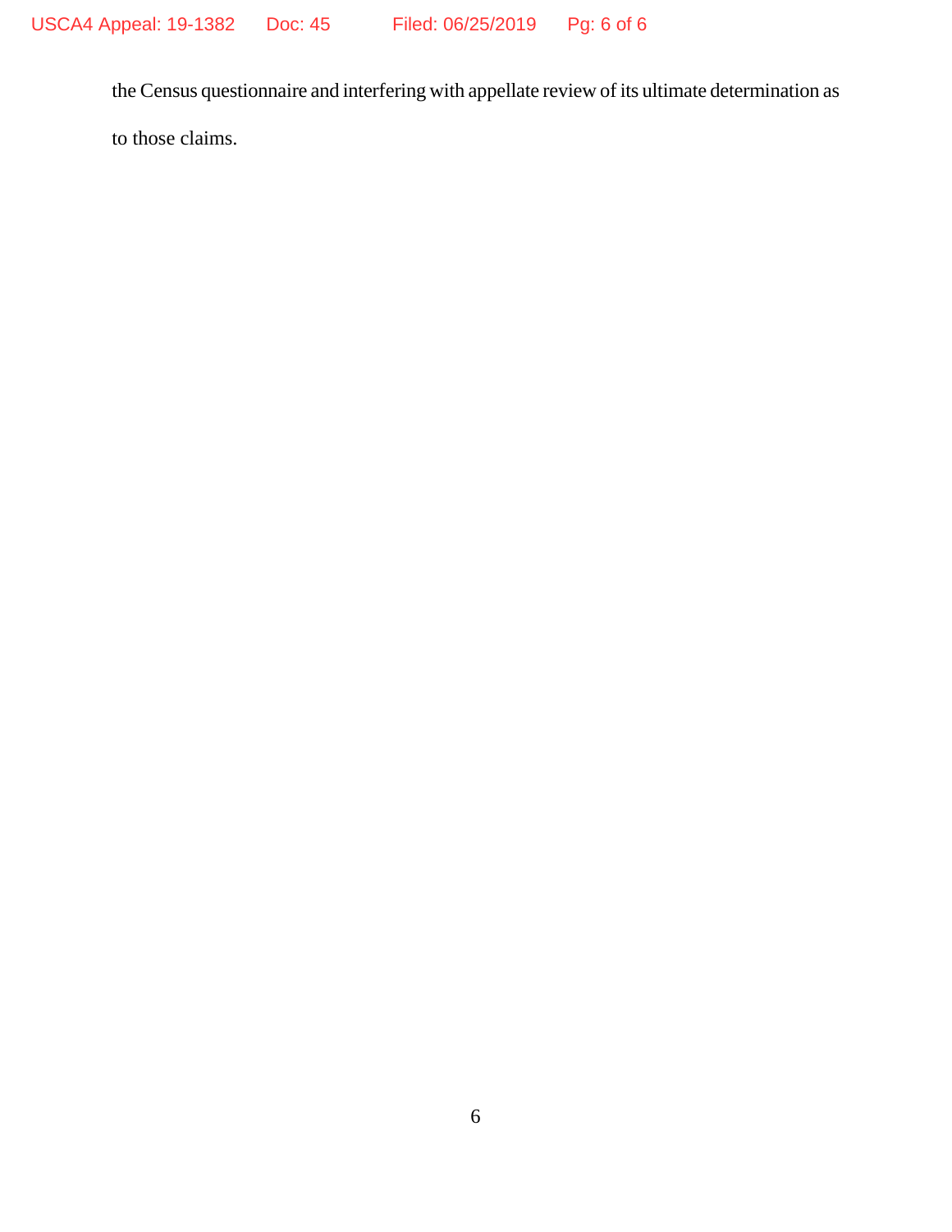the Census questionnaire and interfering with appellate review of its ultimate determination as to those claims.